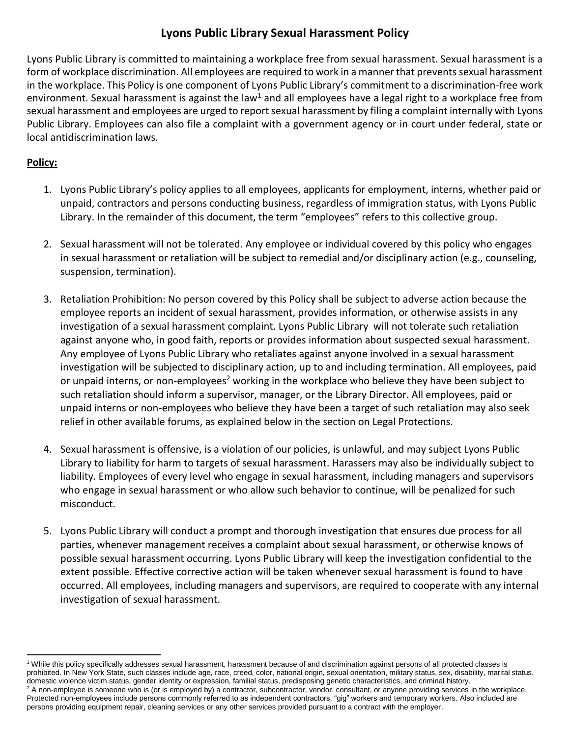# Lyons Public Library Sexual Harassment Policy

Lyons Public Library is committed to maintaining a workplace free from sexual harassment. Sexual harassment is a form of workplace discrimination. All employees are required to work in a manner that prevents sexual harassment in the workplace. This Policy is one component of Lyons Public Library's commitment to a discrimination-free work environment. Sexual harassment is against the law[1] and all employees have a legal right to a workplace free from sexual harassment and employees are urged to report sexual harassment by filing a complaint internally with Lyons Public Library. Employees can also file a complaint with a government agency or in court under federal, state or local antidiscrimination laws.

## **Policy:**

1. Lyons Public Library's policy applies to all employees, applicants for employment, interns, whether paid or unpaid, contractors and persons conducting business, regardless of immigration status, with Lyons Public Library. In the remainder of this document, the term "employees" refers to this collective group.

2. Sexual harassment will not be tolerated. Any employee or individual covered by this policy who engages in sexual harassment or retaliation will be subject to remedial and/or disciplinary action (e.g., counseling, suspension, termination).

3. Retaliation Prohibition: No person covered by this Policy shall be subject to adverse action because the employee reports an incident of sexual harassment, provides information, or otherwise assists in any investigation of a sexual harassment complaint. Lyons Public Library will not tolerate such retaliation against anyone who, in good faith, reports or provides information about suspected sexual harassment. Any employee of Lyons Public Library who retaliates against anyone involved in a sexual harassment investigation will be subjected to disciplinary action, up to and including termination. All employees, paid or unpaid interns, or non-employees[2] working in the workplace who believe they have been subject to such retaliation should inform a supervisor, manager, or the Library Director. All employees, paid or unpaid interns or non-employees who believe they have been a target of such retaliation may also seek relief in other available forums, as explained below in the section on Legal Protections.

4. Sexual harassment is offensive, is a violation of our policies, is unlawful, and may subject Lyons Public Library to liability for harm to targets of sexual harassment. Harassers may also be individually subject to liability. Employees of every level who engage in sexual harassment, including managers and supervisors who engage in sexual harassment or who allow such behavior to continue, will be penalized for such misconduct.

5. Lyons Public Library will conduct a prompt and thorough investigation that ensures due process for all parties, whenever management receives a complaint about sexual harassment, or otherwise knows of possible sexual harassment occurring. Lyons Public Library will keep the investigation confidential to the extent possible. Effective corrective action will be taken whenever sexual harassment is found to have occurred. All employees, including managers and supervisors, are required to cooperate with any internal investigation of sexual harassment.

---

[1] While this policy specifically addresses sexual harassment, harassment because of and discrimination against persons of all protected classes is prohibited. In New York State, such classes include age, race, creed, color, national origin, sexual orientation, military status, sex, disability, marital status, domestic violence victim status, gender identity or expression, familial status, predisposing genetic characteristics, and criminal history.

[2] A non-employee is someone who is (or is employed by) a contractor, subcontractor, vendor, consultant, or anyone providing services in the workplace. Protected non-employees include persons commonly referred to as independent contractors, "gig" workers and temporary workers. Also included are persons providing equipment repair, cleaning services or any other services provided pursuant to a contract with the employer.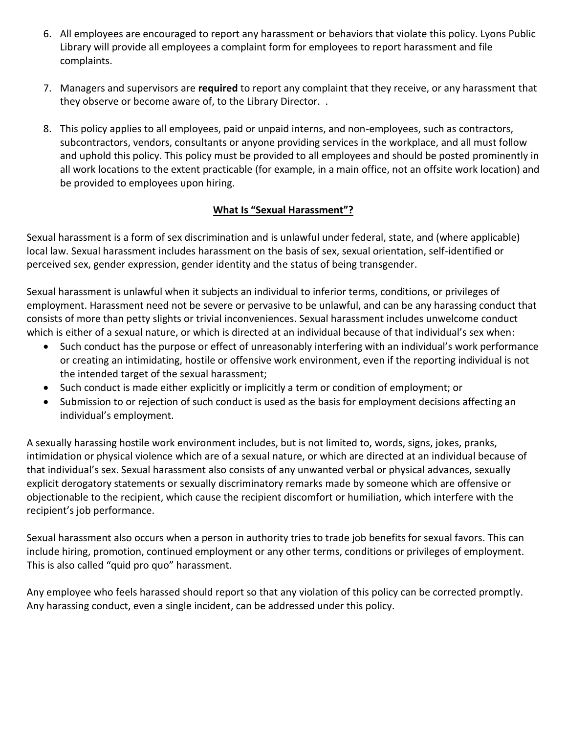6. All employees are encouraged to report any harassment or behaviors that violate this policy. Lyons Public Library will provide all employees a complaint form for employees to report harassment and file complaints.

7. Managers and supervisors are **required** to report any complaint that they receive, or any harassment that they observe or become aware of, to the Library Director. .

8. This policy applies to all employees, paid or unpaid interns, and non-employees, such as contractors, subcontractors, vendors, consultants or anyone providing services in the workplace, and all must follow and uphold this policy. This policy must be provided to all employees and should be posted prominently in all work locations to the extent practicable (for example, in a main office, not an offsite work location) and be provided to employees upon hiring.

## What Is "Sexual Harassment"?

Sexual harassment is a form of sex discrimination and is unlawful under federal, state, and (where applicable) local law. Sexual harassment includes harassment on the basis of sex, sexual orientation, self-identified or perceived sex, gender expression, gender identity and the status of being transgender.

Sexual harassment is unlawful when it subjects an individual to inferior terms, conditions, or privileges of employment. Harassment need not be severe or pervasive to be unlawful, and can be any harassing conduct that consists of more than petty slights or trivial inconveniences. Sexual harassment includes unwelcome conduct which is either of a sexual nature, or which is directed at an individual because of that individual's sex when:

- Such conduct has the purpose or effect of unreasonably interfering with an individual's work performance or creating an intimidating, hostile or offensive work environment, even if the reporting individual is not the intended target of the sexual harassment;
- Such conduct is made either explicitly or implicitly a term or condition of employment; or
- Submission to or rejection of such conduct is used as the basis for employment decisions affecting an individual's employment.

A sexually harassing hostile work environment includes, but is not limited to, words, signs, jokes, pranks, intimidation or physical violence which are of a sexual nature, or which are directed at an individual because of that individual's sex. Sexual harassment also consists of any unwanted verbal or physical advances, sexually explicit derogatory statements or sexually discriminatory remarks made by someone which are offensive or objectionable to the recipient, which cause the recipient discomfort or humiliation, which interfere with the recipient's job performance.

Sexual harassment also occurs when a person in authority tries to trade job benefits for sexual favors. This can include hiring, promotion, continued employment or any other terms, conditions or privileges of employment. This is also called "quid pro quo" harassment.

Any employee who feels harassed should report so that any violation of this policy can be corrected promptly. Any harassing conduct, even a single incident, can be addressed under this policy.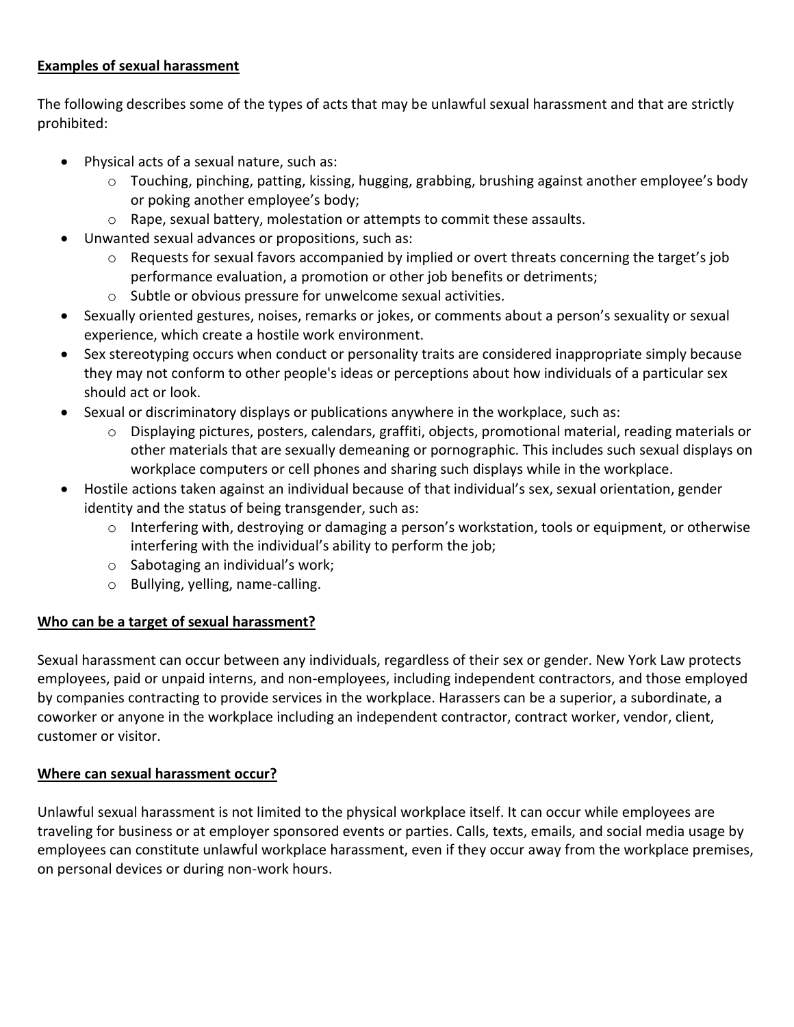**Examples of sexual harassment**

The following describes some of the types of acts that may be unlawful sexual harassment and that are strictly prohibited:

- Physical acts of a sexual nature, such as:
  - Touching, pinching, patting, kissing, hugging, grabbing, brushing against another employee's body or poking another employee's body;
  - Rape, sexual battery, molestation or attempts to commit these assaults.
- Unwanted sexual advances or propositions, such as:
  - Requests for sexual favors accompanied by implied or overt threats concerning the target's job performance evaluation, a promotion or other job benefits or detriments;
  - Subtle or obvious pressure for unwelcome sexual activities.
- Sexually oriented gestures, noises, remarks or jokes, or comments about a person's sexuality or sexual experience, which create a hostile work environment.
- Sex stereotyping occurs when conduct or personality traits are considered inappropriate simply because they may not conform to other people's ideas or perceptions about how individuals of a particular sex should act or look.
- Sexual or discriminatory displays or publications anywhere in the workplace, such as:
  - Displaying pictures, posters, calendars, graffiti, objects, promotional material, reading materials or other materials that are sexually demeaning or pornographic. This includes such sexual displays on workplace computers or cell phones and sharing such displays while in the workplace.
- Hostile actions taken against an individual because of that individual's sex, sexual orientation, gender identity and the status of being transgender, such as:
  - Interfering with, destroying or damaging a person's workstation, tools or equipment, or otherwise interfering with the individual's ability to perform the job;
  - Sabotaging an individual's work;
  - Bullying, yelling, name-calling.

**Who can be a target of sexual harassment?**

Sexual harassment can occur between any individuals, regardless of their sex or gender. New York Law protects employees, paid or unpaid interns, and non-employees, including independent contractors, and those employed by companies contracting to provide services in the workplace. Harassers can be a superior, a subordinate, a coworker or anyone in the workplace including an independent contractor, contract worker, vendor, client, customer or visitor.

**Where can sexual harassment occur?**

Unlawful sexual harassment is not limited to the physical workplace itself. It can occur while employees are traveling for business or at employer sponsored events or parties. Calls, texts, emails, and social media usage by employees can constitute unlawful workplace harassment, even if they occur away from the workplace premises, on personal devices or during non-work hours.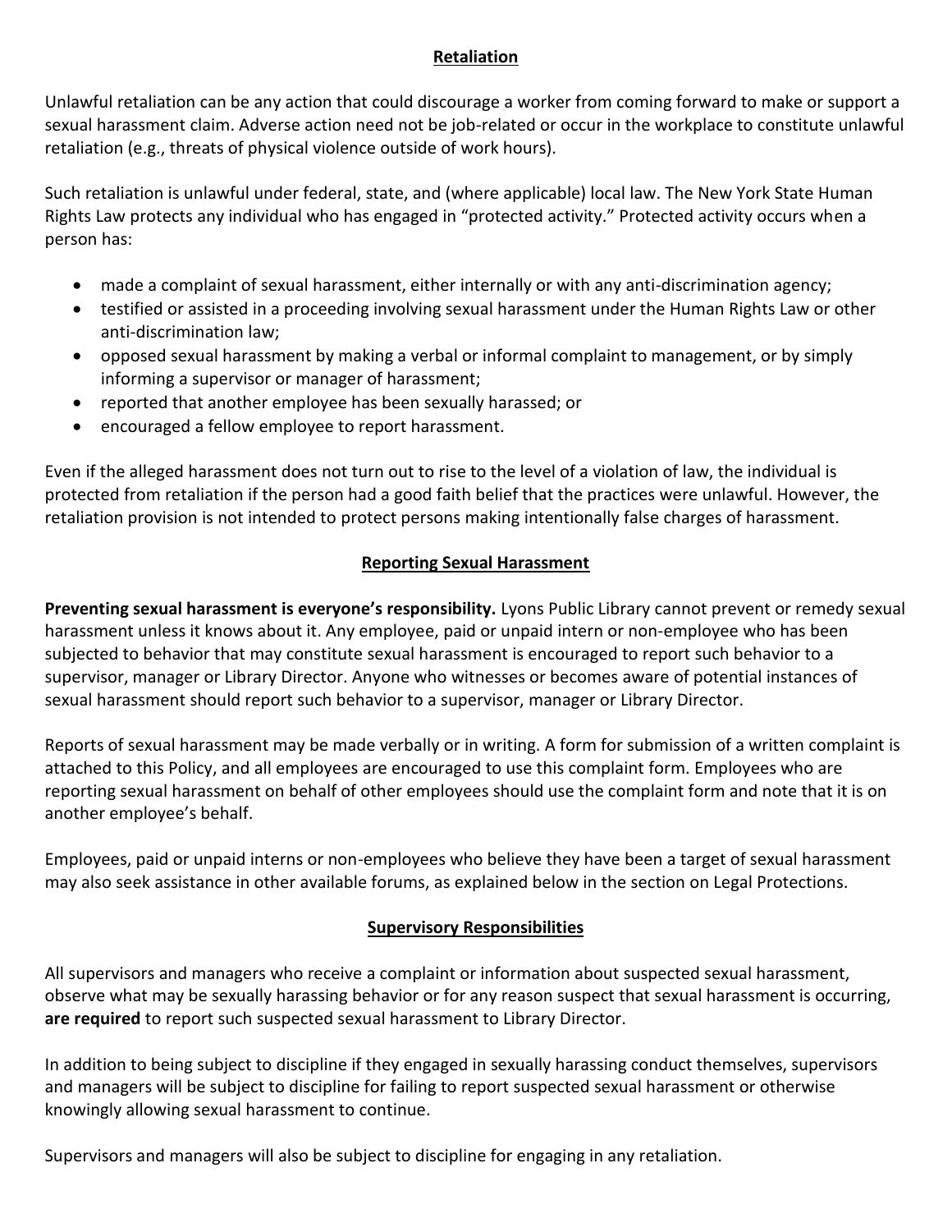## Retaliation

Unlawful retaliation can be any action that could discourage a worker from coming forward to make or support a sexual harassment claim. Adverse action need not be job-related or occur in the workplace to constitute unlawful retaliation (e.g., threats of physical violence outside of work hours).

Such retaliation is unlawful under federal, state, and (where applicable) local law. The New York State Human Rights Law protects any individual who has engaged in "protected activity." Protected activity occurs when a person has:

- made a complaint of sexual harassment, either internally or with any anti-discrimination agency;
- testified or assisted in a proceeding involving sexual harassment under the Human Rights Law or other anti-discrimination law;
- opposed sexual harassment by making a verbal or informal complaint to management, or by simply informing a supervisor or manager of harassment;
- reported that another employee has been sexually harassed; or
- encouraged a fellow employee to report harassment.

Even if the alleged harassment does not turn out to rise to the level of a violation of law, the individual is protected from retaliation if the person had a good faith belief that the practices were unlawful. However, the retaliation provision is not intended to protect persons making intentionally false charges of harassment.

## Reporting Sexual Harassment

**Preventing sexual harassment is everyone's responsibility.** Lyons Public Library cannot prevent or remedy sexual harassment unless it knows about it. Any employee, paid or unpaid intern or non-employee who has been subjected to behavior that may constitute sexual harassment is encouraged to report such behavior to a supervisor, manager or Library Director. Anyone who witnesses or becomes aware of potential instances of sexual harassment should report such behavior to a supervisor, manager or Library Director.

Reports of sexual harassment may be made verbally or in writing. A form for submission of a written complaint is attached to this Policy, and all employees are encouraged to use this complaint form. Employees who are reporting sexual harassment on behalf of other employees should use the complaint form and note that it is on another employee's behalf.

Employees, paid or unpaid interns or non-employees who believe they have been a target of sexual harassment may also seek assistance in other available forums, as explained below in the section on Legal Protections.

## Supervisory Responsibilities

All supervisors and managers who receive a complaint or information about suspected sexual harassment, observe what may be sexually harassing behavior or for any reason suspect that sexual harassment is occurring, **are required** to report such suspected sexual harassment to Library Director.

In addition to being subject to discipline if they engaged in sexually harassing conduct themselves, supervisors and managers will be subject to discipline for failing to report suspected sexual harassment or otherwise knowingly allowing sexual harassment to continue.

Supervisors and managers will also be subject to discipline for engaging in any retaliation.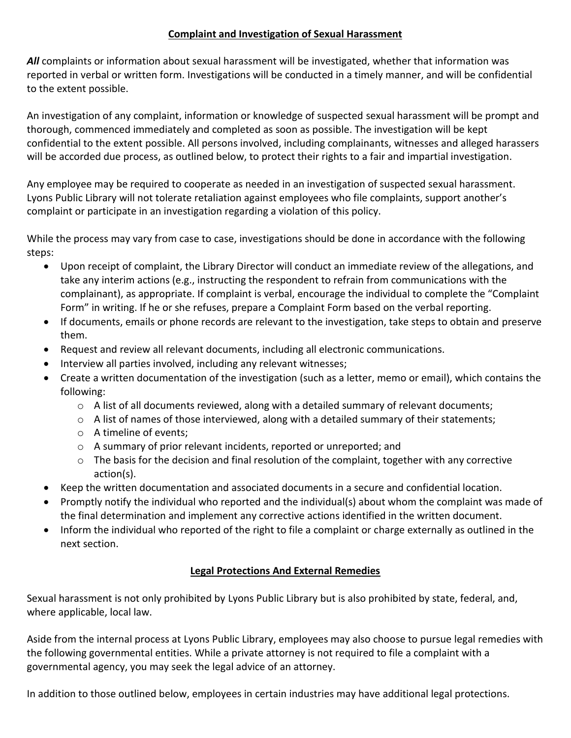## Complaint and Investigation of Sexual Harassment

***All*** complaints or information about sexual harassment will be investigated, whether that information was reported in verbal or written form. Investigations will be conducted in a timely manner, and will be confidential to the extent possible.

An investigation of any complaint, information or knowledge of suspected sexual harassment will be prompt and thorough, commenced immediately and completed as soon as possible. The investigation will be kept confidential to the extent possible. All persons involved, including complainants, witnesses and alleged harassers will be accorded due process, as outlined below, to protect their rights to a fair and impartial investigation.

Any employee may be required to cooperate as needed in an investigation of suspected sexual harassment. Lyons Public Library will not tolerate retaliation against employees who file complaints, support another's complaint or participate in an investigation regarding a violation of this policy.

While the process may vary from case to case, investigations should be done in accordance with the following steps:

- Upon receipt of complaint, the Library Director will conduct an immediate review of the allegations, and take any interim actions (e.g., instructing the respondent to refrain from communications with the complainant), as appropriate. If complaint is verbal, encourage the individual to complete the "Complaint Form" in writing. If he or she refuses, prepare a Complaint Form based on the verbal reporting.
- If documents, emails or phone records are relevant to the investigation, take steps to obtain and preserve them.
- Request and review all relevant documents, including all electronic communications.
- Interview all parties involved, including any relevant witnesses;
- Create a written documentation of the investigation (such as a letter, memo or email), which contains the following:
  - A list of all documents reviewed, along with a detailed summary of relevant documents;
  - A list of names of those interviewed, along with a detailed summary of their statements;
  - A timeline of events;
  - A summary of prior relevant incidents, reported or unreported; and
  - The basis for the decision and final resolution of the complaint, together with any corrective action(s).
- Keep the written documentation and associated documents in a secure and confidential location.
- Promptly notify the individual who reported and the individual(s) about whom the complaint was made of the final determination and implement any corrective actions identified in the written document.
- Inform the individual who reported of the right to file a complaint or charge externally as outlined in the next section.

## Legal Protections And External Remedies

Sexual harassment is not only prohibited by Lyons Public Library but is also prohibited by state, federal, and, where applicable, local law.

Aside from the internal process at Lyons Public Library, employees may also choose to pursue legal remedies with the following governmental entities. While a private attorney is not required to file a complaint with a governmental agency, you may seek the legal advice of an attorney.

In addition to those outlined below, employees in certain industries may have additional legal protections.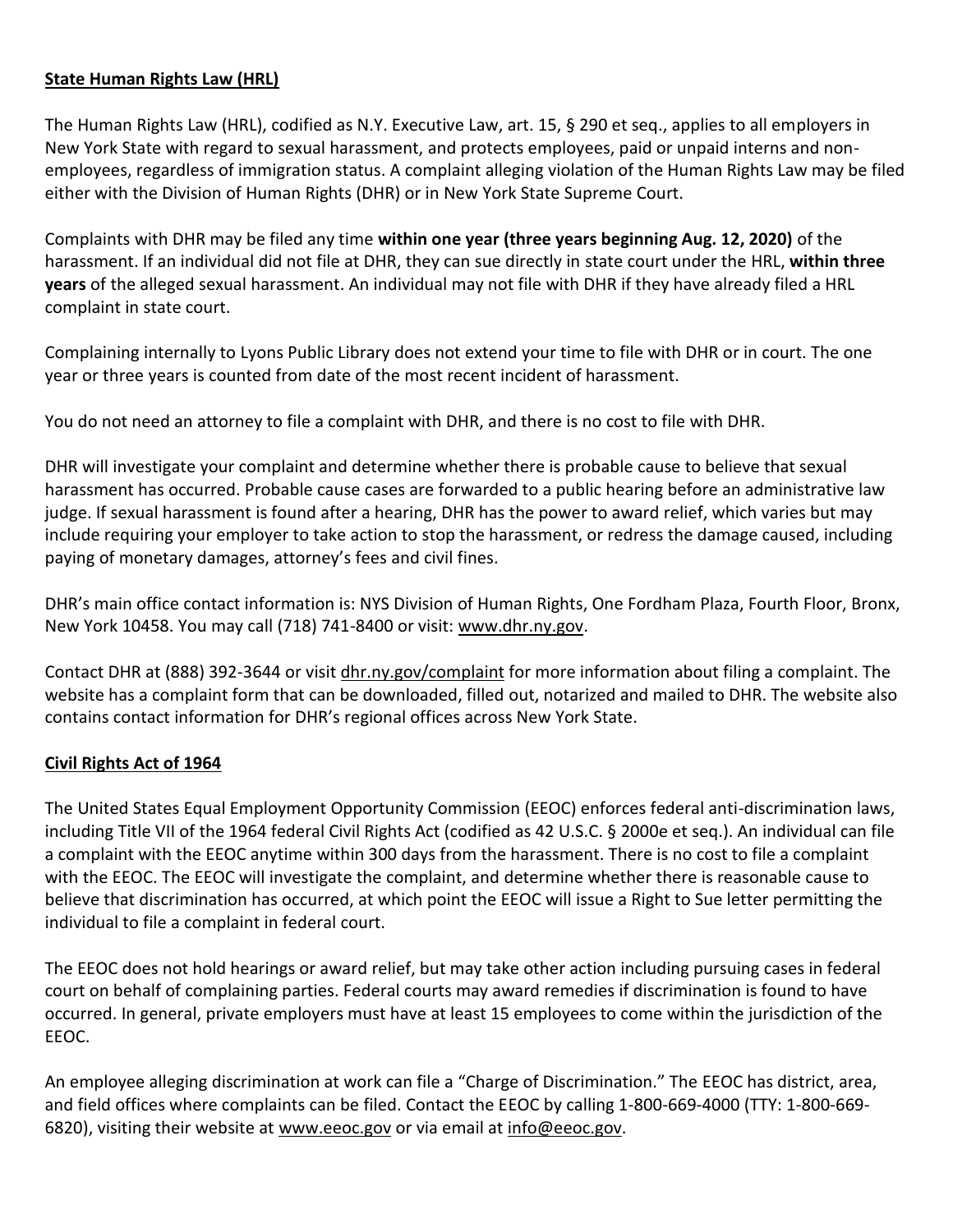## State Human Rights Law (HRL)

The Human Rights Law (HRL), codified as N.Y. Executive Law, art. 15, § 290 et seq., applies to all employers in New York State with regard to sexual harassment, and protects employees, paid or unpaid interns and non-employees, regardless of immigration status. A complaint alleging violation of the Human Rights Law may be filed either with the Division of Human Rights (DHR) or in New York State Supreme Court.

Complaints with DHR may be filed any time **within one year (three years beginning Aug. 12, 2020)** of the harassment. If an individual did not file at DHR, they can sue directly in state court under the HRL, **within three years** of the alleged sexual harassment. An individual may not file with DHR if they have already filed a HRL complaint in state court.

Complaining internally to Lyons Public Library does not extend your time to file with DHR or in court. The one year or three years is counted from date of the most recent incident of harassment.

You do not need an attorney to file a complaint with DHR, and there is no cost to file with DHR.

DHR will investigate your complaint and determine whether there is probable cause to believe that sexual harassment has occurred. Probable cause cases are forwarded to a public hearing before an administrative law judge. If sexual harassment is found after a hearing, DHR has the power to award relief, which varies but may include requiring your employer to take action to stop the harassment, or redress the damage caused, including paying of monetary damages, attorney's fees and civil fines.

DHR's main office contact information is: NYS Division of Human Rights, One Fordham Plaza, Fourth Floor, Bronx, New York 10458. You may call (718) 741-8400 or visit: www.dhr.ny.gov.

Contact DHR at (888) 392-3644 or visit dhr.ny.gov/complaint for more information about filing a complaint. The website has a complaint form that can be downloaded, filled out, notarized and mailed to DHR. The website also contains contact information for DHR's regional offices across New York State.

## Civil Rights Act of 1964

The United States Equal Employment Opportunity Commission (EEOC) enforces federal anti-discrimination laws, including Title VII of the 1964 federal Civil Rights Act (codified as 42 U.S.C. § 2000e et seq.). An individual can file a complaint with the EEOC anytime within 300 days from the harassment. There is no cost to file a complaint with the EEOC. The EEOC will investigate the complaint, and determine whether there is reasonable cause to believe that discrimination has occurred, at which point the EEOC will issue a Right to Sue letter permitting the individual to file a complaint in federal court.

The EEOC does not hold hearings or award relief, but may take other action including pursuing cases in federal court on behalf of complaining parties. Federal courts may award remedies if discrimination is found to have occurred. In general, private employers must have at least 15 employees to come within the jurisdiction of the EEOC.

An employee alleging discrimination at work can file a "Charge of Discrimination." The EEOC has district, area, and field offices where complaints can be filed. Contact the EEOC by calling 1-800-669-4000 (TTY: 1-800-669-6820), visiting their website at www.eeoc.gov or via email at info@eeoc.gov.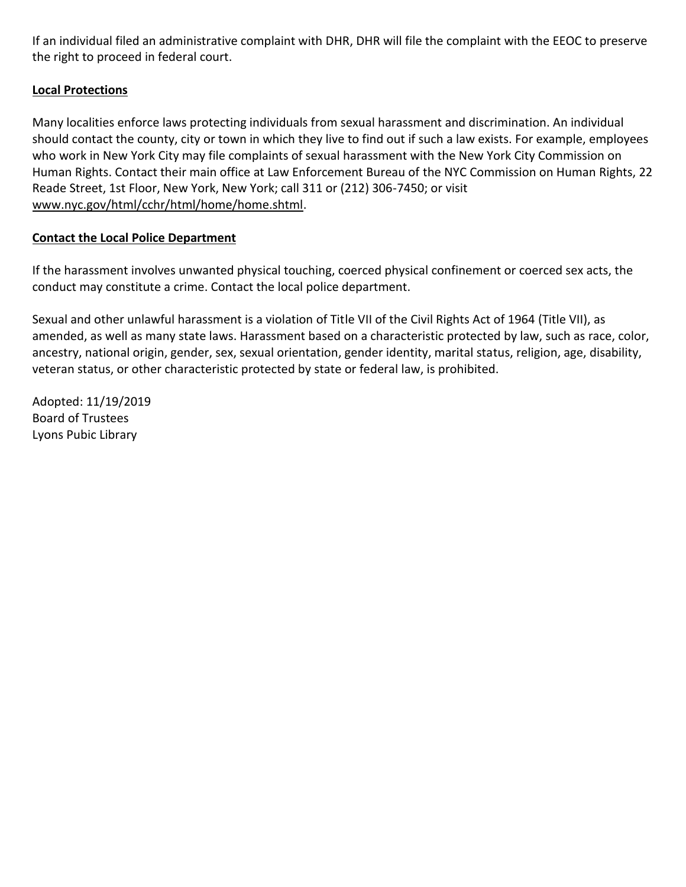If an individual filed an administrative complaint with DHR, DHR will file the complaint with the EEOC to preserve the right to proceed in federal court.

**Local Protections**

Many localities enforce laws protecting individuals from sexual harassment and discrimination. An individual should contact the county, city or town in which they live to find out if such a law exists. For example, employees who work in New York City may file complaints of sexual harassment with the New York City Commission on Human Rights. Contact their main office at Law Enforcement Bureau of the NYC Commission on Human Rights, 22 Reade Street, 1st Floor, New York, New York; call 311 or (212) 306-7450; or visit www.nyc.gov/html/cchr/html/home/home.shtml.

**Contact the Local Police Department**

If the harassment involves unwanted physical touching, coerced physical confinement or coerced sex acts, the conduct may constitute a crime. Contact the local police department.

Sexual and other unlawful harassment is a violation of Title VII of the Civil Rights Act of 1964 (Title VII), as amended, as well as many state laws. Harassment based on a characteristic protected by law, such as race, color, ancestry, national origin, gender, sex, sexual orientation, gender identity, marital status, religion, age, disability, veteran status, or other characteristic protected by state or federal law, is prohibited.

Adopted: 11/19/2019
Board of Trustees
Lyons Pubic Library